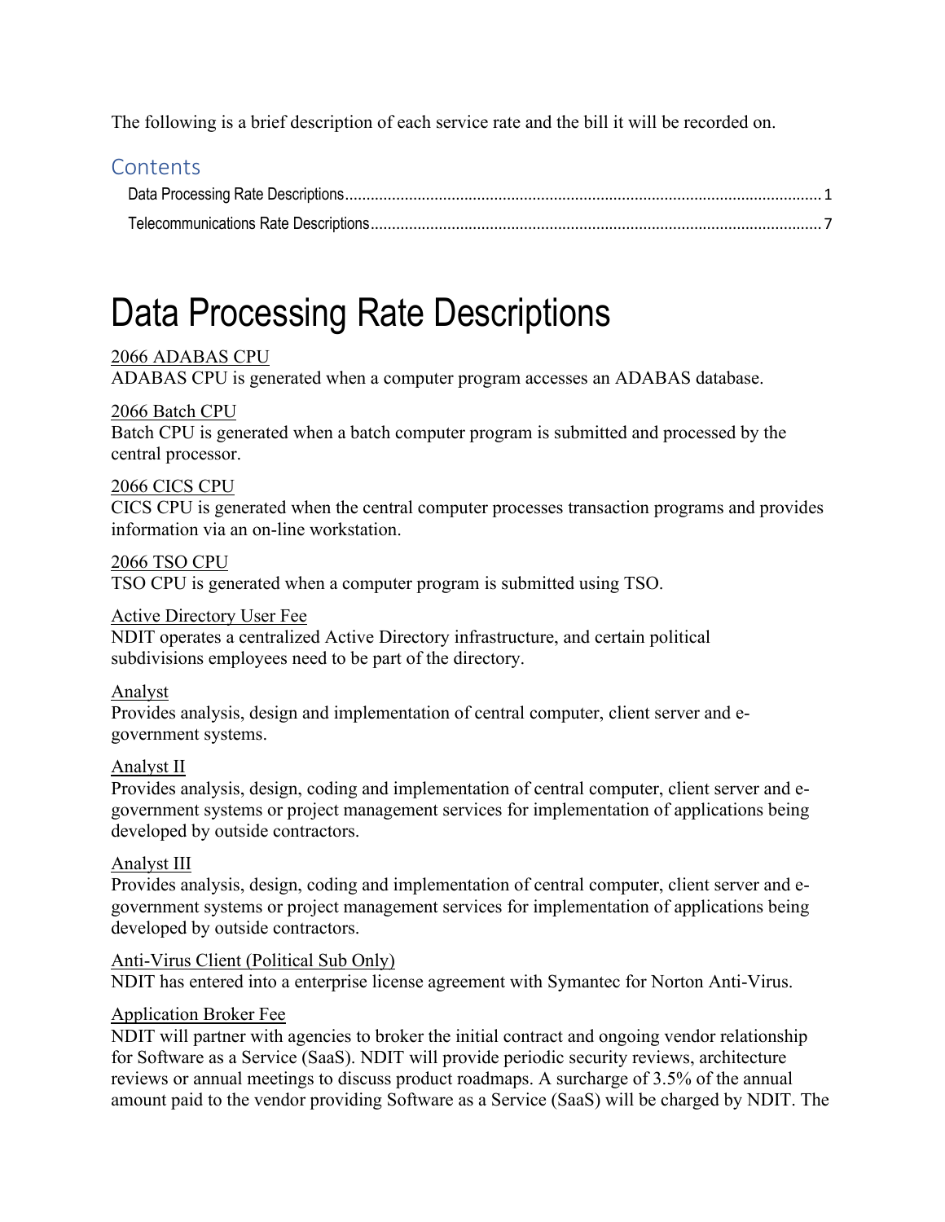The following is a brief description of each service rate and the bill it will be recorded on.

## Contents

Data Processing Rate Descriptions ........ 1

Telecommunications Rate Descriptions ........ 7

# Data Processing Rate Descriptions

<u>2066 ADABAS CPU</u>
ADABAS CPU is generated when a computer program accesses an ADABAS database.

<u>2066 Batch CPU</u>
Batch CPU is generated when a batch computer program is submitted and processed by the central processor.

<u>2066 CICS CPU</u>
CICS CPU is generated when the central computer processes transaction programs and provides information via an on-line workstation.

<u>2066 TSO CPU</u>
TSO CPU is generated when a computer program is submitted using TSO.

<u>Active Directory User Fee</u>
NDIT operates a centralized Active Directory infrastructure, and certain political subdivisions employees need to be part of the directory.

<u>Analyst</u>
Provides analysis, design and implementation of central computer, client server and e-government systems.

<u>Analyst II</u>
Provides analysis, design, coding and implementation of central computer, client server and e-government systems or project management services for implementation of applications being developed by outside contractors.

<u>Analyst III</u>
Provides analysis, design, coding and implementation of central computer, client server and e-government systems or project management services for implementation of applications being developed by outside contractors.

<u>Anti-Virus Client (Political Sub Only)</u>
NDIT has entered into a enterprise license agreement with Symantec for Norton Anti-Virus.

<u>Application Broker Fee</u>
NDIT will partner with agencies to broker the initial contract and ongoing vendor relationship for Software as a Service (SaaS). NDIT will provide periodic security reviews, architecture reviews or annual meetings to discuss product roadmaps. A surcharge of 3.5% of the annual amount paid to the vendor providing Software as a Service (SaaS) will be charged by NDIT. The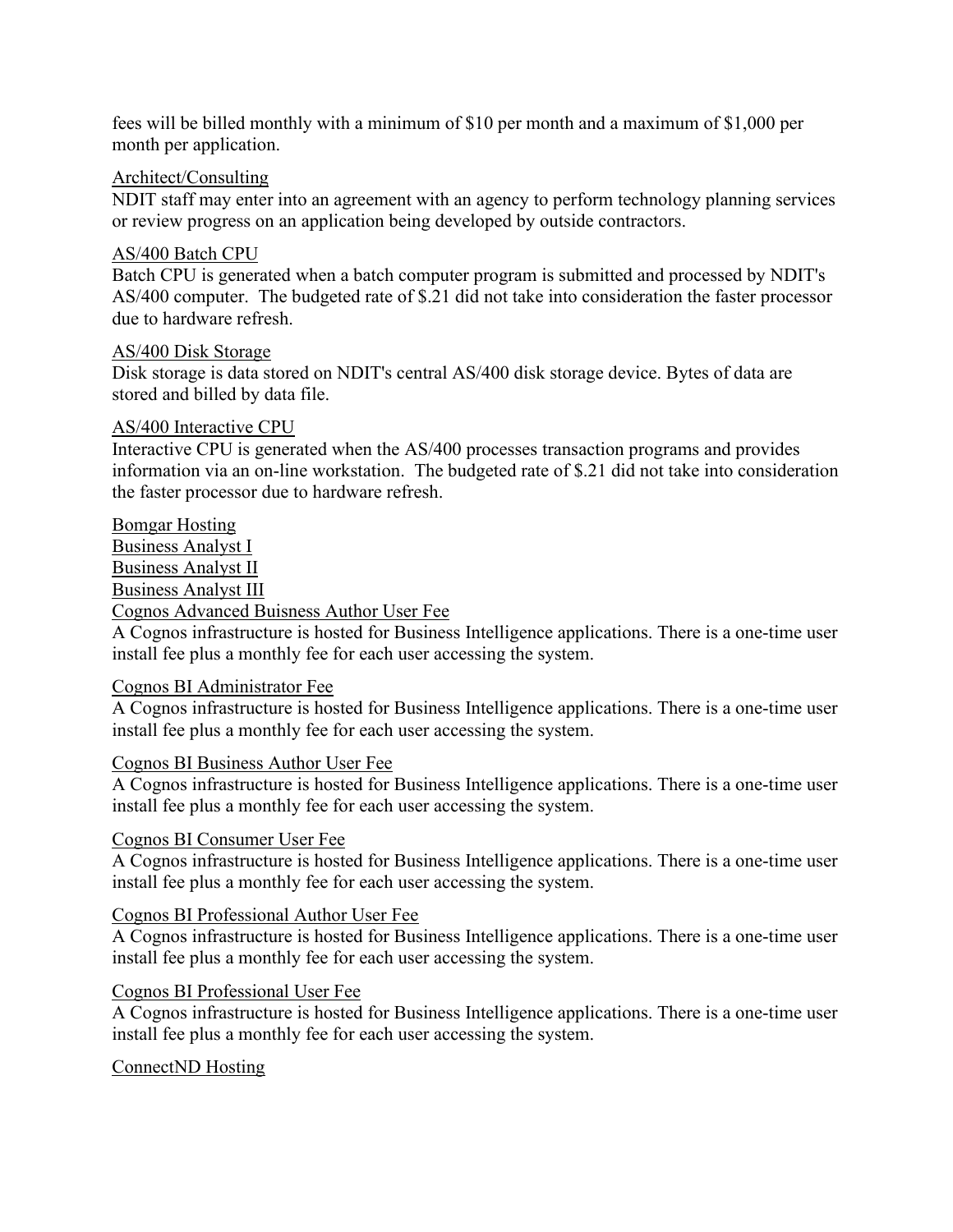fees will be billed monthly with a minimum of $10 per month and a maximum of $1,000 per month per application.

<u>Architect/Consulting</u>
NDIT staff may enter into an agreement with an agency to perform technology planning services or review progress on an application being developed by outside contractors.

<u>AS/400 Batch CPU</u>
Batch CPU is generated when a batch computer program is submitted and processed by NDIT's AS/400 computer. The budgeted rate of $.21 did not take into consideration the faster processor due to hardware refresh.

<u>AS/400 Disk Storage</u>
Disk storage is data stored on NDIT's central AS/400 disk storage device. Bytes of data are stored and billed by data file.

<u>AS/400 Interactive CPU</u>
Interactive CPU is generated when the AS/400 processes transaction programs and provides information via an on-line workstation. The budgeted rate of $.21 did not take into consideration the faster processor due to hardware refresh.

<u>Bomgar Hosting</u>
<u>Business Analyst I</u>
<u>Business Analyst II</u>
<u>Business Analyst III</u>
<u>Cognos Advanced Buisness Author User Fee</u>
A Cognos infrastructure is hosted for Business Intelligence applications. There is a one-time user install fee plus a monthly fee for each user accessing the system.

<u>Cognos BI Administrator Fee</u>
A Cognos infrastructure is hosted for Business Intelligence applications. There is a one-time user install fee plus a monthly fee for each user accessing the system.

<u>Cognos BI Business Author User Fee</u>
A Cognos infrastructure is hosted for Business Intelligence applications. There is a one-time user install fee plus a monthly fee for each user accessing the system.

<u>Cognos BI Consumer User Fee</u>
A Cognos infrastructure is hosted for Business Intelligence applications. There is a one-time user install fee plus a monthly fee for each user accessing the system.

<u>Cognos BI Professional Author User Fee</u>
A Cognos infrastructure is hosted for Business Intelligence applications. There is a one-time user install fee plus a monthly fee for each user accessing the system.

<u>Cognos BI Professional User Fee</u>
A Cognos infrastructure is hosted for Business Intelligence applications. There is a one-time user install fee plus a monthly fee for each user accessing the system.

<u>ConnectND Hosting</u>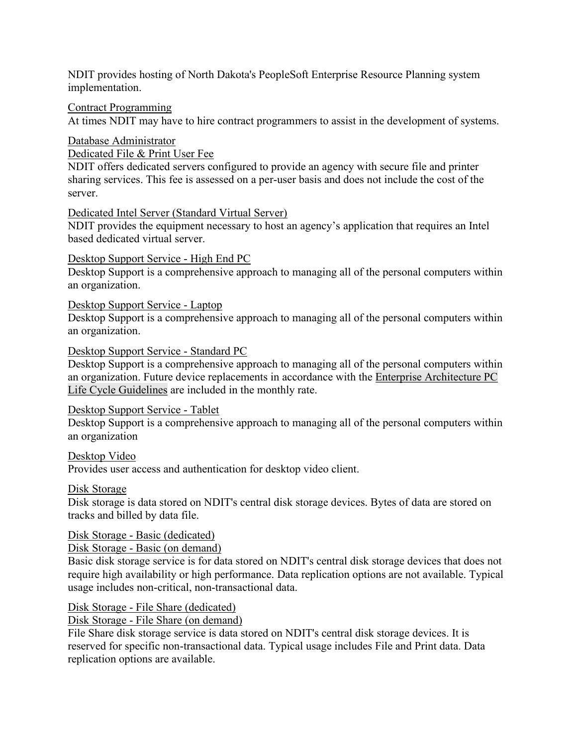NDIT provides hosting of North Dakota's PeopleSoft Enterprise Resource Planning system implementation.

Contract Programming
At times NDIT may have to hire contract programmers to assist in the development of systems.

Database Administrator

Dedicated File & Print User Fee
NDIT offers dedicated servers configured to provide an agency with secure file and printer sharing services. This fee is assessed on a per-user basis and does not include the cost of the server.

Dedicated Intel Server (Standard Virtual Server)
NDIT provides the equipment necessary to host an agency's application that requires an Intel based dedicated virtual server.

Desktop Support Service - High End PC
Desktop Support is a comprehensive approach to managing all of the personal computers within an organization.

Desktop Support Service - Laptop
Desktop Support is a comprehensive approach to managing all of the personal computers within an organization.

Desktop Support Service - Standard PC
Desktop Support is a comprehensive approach to managing all of the personal computers within an organization. Future device replacements in accordance with the Enterprise Architecture PC Life Cycle Guidelines are included in the monthly rate.

Desktop Support Service - Tablet
Desktop Support is a comprehensive approach to managing all of the personal computers within an organization

Desktop Video
Provides user access and authentication for desktop video client.

Disk Storage
Disk storage is data stored on NDIT's central disk storage devices. Bytes of data are stored on tracks and billed by data file.

Disk Storage - Basic (dedicated)

Disk Storage - Basic (on demand)
Basic disk storage service is for data stored on NDIT's central disk storage devices that does not require high availability or high performance. Data replication options are not available. Typical usage includes non-critical, non-transactional data.

Disk Storage - File Share (dedicated)

Disk Storage - File Share (on demand)
File Share disk storage service is data stored on NDIT's central disk storage devices. It is reserved for specific non-transactional data. Typical usage includes File and Print data. Data replication options are available.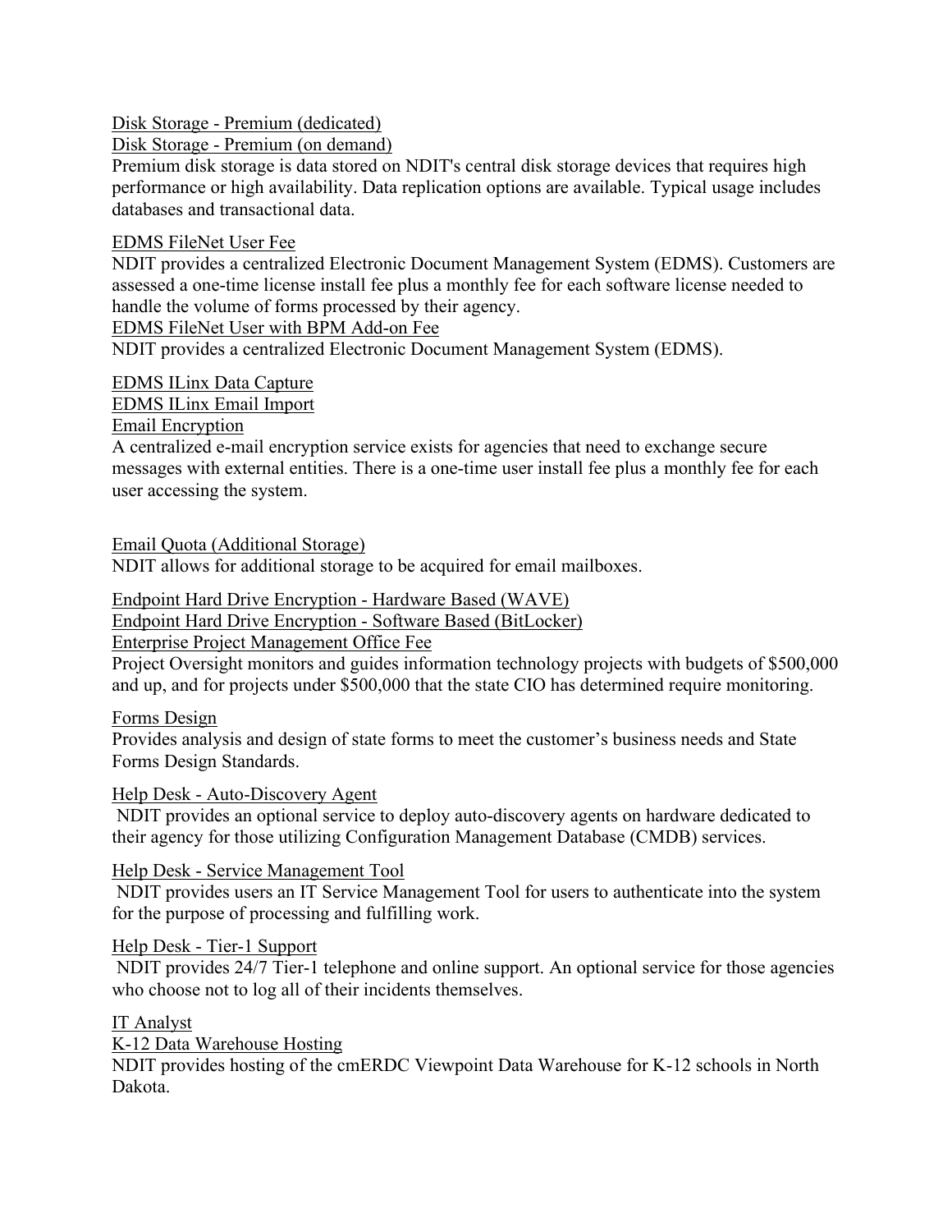<u>Disk Storage - Premium (dedicated)</u>

<u>Disk Storage - Premium (on demand)</u>

Premium disk storage is data stored on NDIT's central disk storage devices that requires high performance or high availability. Data replication options are available. Typical usage includes databases and transactional data.

<u>EDMS FileNet User Fee</u>

NDIT provides a centralized Electronic Document Management System (EDMS). Customers are assessed a one-time license install fee plus a monthly fee for each software license needed to handle the volume of forms processed by their agency.

<u>EDMS FileNet User with BPM Add-on Fee</u>

NDIT provides a centralized Electronic Document Management System (EDMS).

<u>EDMS ILinx Data Capture</u>

<u>EDMS ILinx Email Import</u>

<u>Email Encryption</u>

A centralized e-mail encryption service exists for agencies that need to exchange secure messages with external entities. There is a one-time user install fee plus a monthly fee for each user accessing the system.

<u>Email Quota (Additional Storage)</u>

NDIT allows for additional storage to be acquired for email mailboxes.

<u>Endpoint Hard Drive Encryption - Hardware Based (WAVE)</u>

<u>Endpoint Hard Drive Encryption - Software Based (BitLocker)</u>

<u>Enterprise Project Management Office Fee</u>

Project Oversight monitors and guides information technology projects with budgets of $500,000 and up, and for projects under $500,000 that the state CIO has determined require monitoring.

<u>Forms Design</u>

Provides analysis and design of state forms to meet the customer's business needs and State Forms Design Standards.

<u>Help Desk - Auto-Discovery Agent</u>

NDIT provides an optional service to deploy auto-discovery agents on hardware dedicated to their agency for those utilizing Configuration Management Database (CMDB) services.

<u>Help Desk - Service Management Tool</u>

NDIT provides users an IT Service Management Tool for users to authenticate into the system for the purpose of processing and fulfilling work.

<u>Help Desk - Tier-1 Support</u>

NDIT provides 24/7 Tier-1 telephone and online support. An optional service for those agencies who choose not to log all of their incidents themselves.

<u>IT Analyst</u>

<u>K-12 Data Warehouse Hosting</u>

NDIT provides hosting of the cmERDC Viewpoint Data Warehouse for K-12 schools in North Dakota.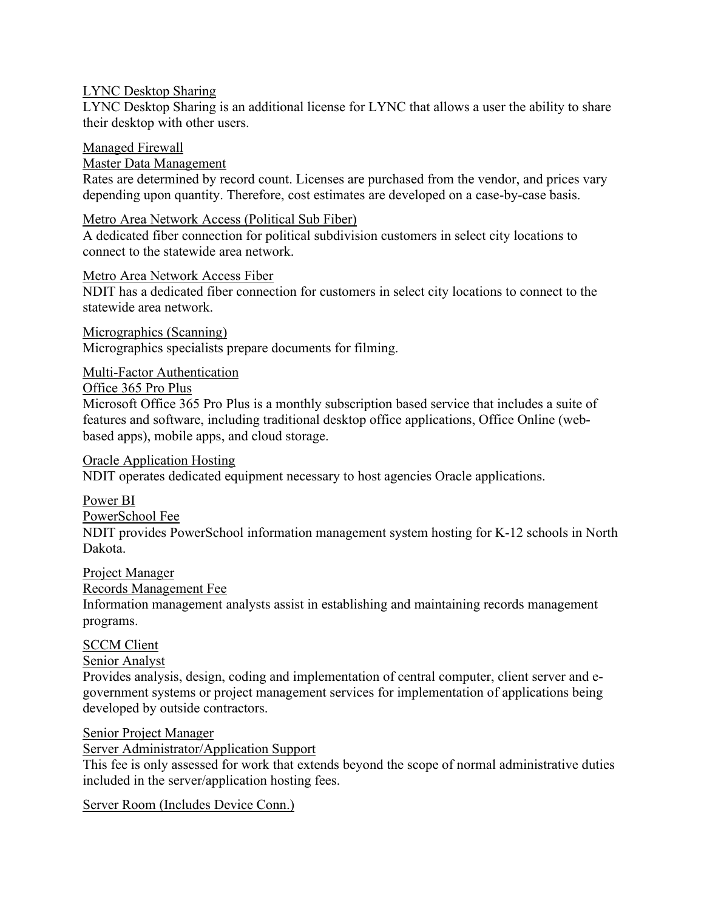<u>LYNC Desktop Sharing</u>

LYNC Desktop Sharing is an additional license for LYNC that allows a user the ability to share their desktop with other users.

<u>Managed Firewall</u>

<u>Master Data Management</u>

Rates are determined by record count. Licenses are purchased from the vendor, and prices vary depending upon quantity. Therefore, cost estimates are developed on a case-by-case basis.

<u>Metro Area Network Access (Political Sub Fiber)</u>

A dedicated fiber connection for political subdivision customers in select city locations to connect to the statewide area network.

<u>Metro Area Network Access Fiber</u>

NDIT has a dedicated fiber connection for customers in select city locations to connect to the statewide area network.

<u>Micrographics (Scanning)</u>

Micrographics specialists prepare documents for filming.

<u>Multi-Factor Authentication</u>

<u>Office 365 Pro Plus</u>

Microsoft Office 365 Pro Plus is a monthly subscription based service that includes a suite of features and software, including traditional desktop office applications, Office Online (web-based apps), mobile apps, and cloud storage.

<u>Oracle Application Hosting</u>

NDIT operates dedicated equipment necessary to host agencies Oracle applications.

<u>Power BI</u>

<u>PowerSchool Fee</u>

NDIT provides PowerSchool information management system hosting for K-12 schools in North Dakota.

<u>Project Manager</u>

<u>Records Management Fee</u>

Information management analysts assist in establishing and maintaining records management programs.

<u>SCCM Client</u>

<u>Senior Analyst</u>

Provides analysis, design, coding and implementation of central computer, client server and e-government systems or project management services for implementation of applications being developed by outside contractors.

<u>Senior Project Manager</u>

<u>Server Administrator/Application Support</u>

This fee is only assessed for work that extends beyond the scope of normal administrative duties included in the server/application hosting fees.

<u>Server Room (Includes Device Conn.)</u>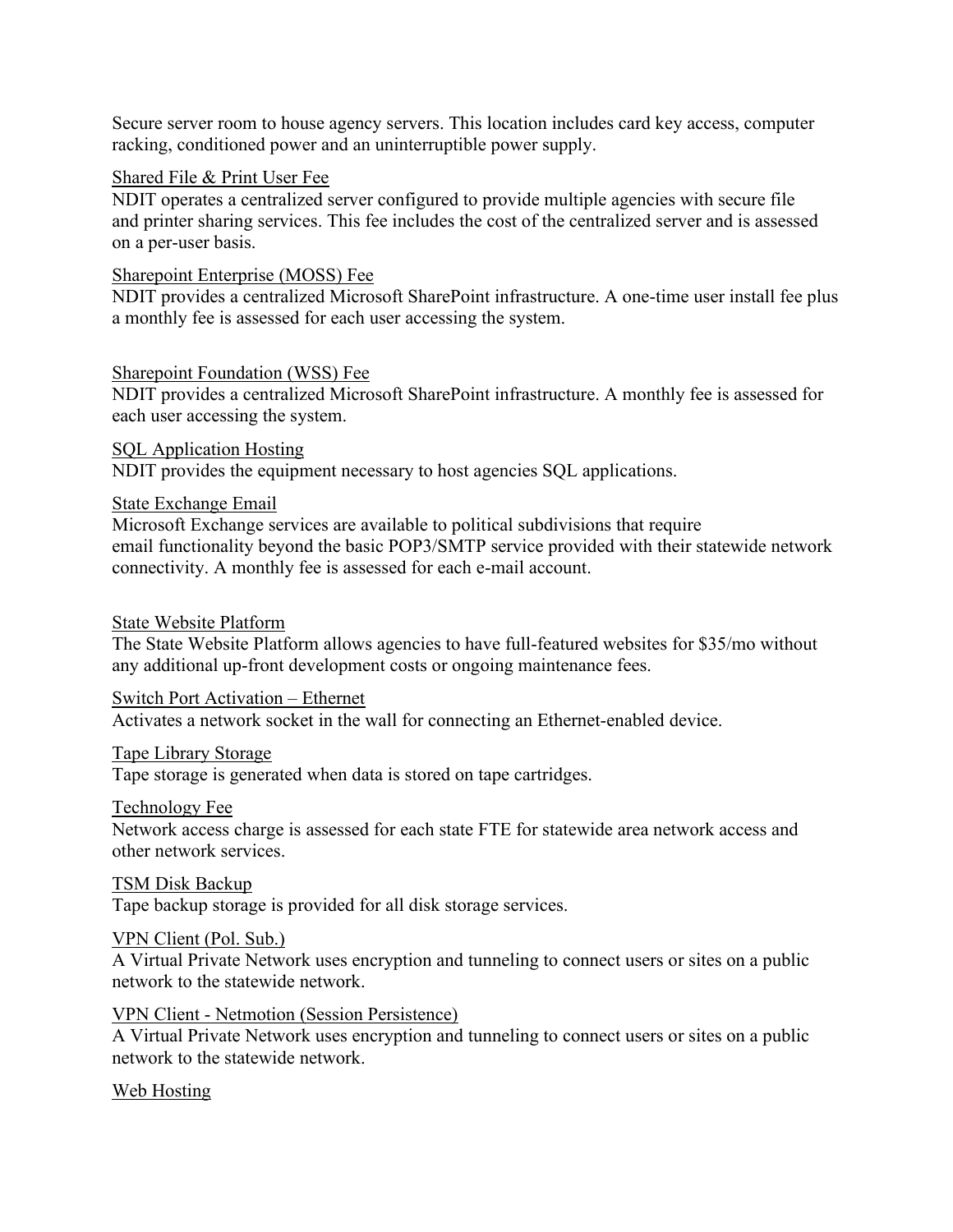Secure server room to house agency servers. This location includes card key access, computer racking, conditioned power and an uninterruptible power supply.

<u>Shared File & Print User Fee</u>
NDIT operates a centralized server configured to provide multiple agencies with secure file and printer sharing services. This fee includes the cost of the centralized server and is assessed on a per-user basis.

<u>Sharepoint Enterprise (MOSS) Fee</u>
NDIT provides a centralized Microsoft SharePoint infrastructure. A one-time user install fee plus a monthly fee is assessed for each user accessing the system.

<u>Sharepoint Foundation (WSS) Fee</u>
NDIT provides a centralized Microsoft SharePoint infrastructure. A monthly fee is assessed for each user accessing the system.

<u>SQL Application Hosting</u>
NDIT provides the equipment necessary to host agencies SQL applications.

<u>State Exchange Email</u>
Microsoft Exchange services are available to political subdivisions that require email functionality beyond the basic POP3/SMTP service provided with their statewide network connectivity. A monthly fee is assessed for each e-mail account.

<u>State Website Platform</u>
The State Website Platform allows agencies to have full-featured websites for $35/mo without any additional up-front development costs or ongoing maintenance fees.

<u>Switch Port Activation – Ethernet</u>
Activates a network socket in the wall for connecting an Ethernet-enabled device.

<u>Tape Library Storage</u>
Tape storage is generated when data is stored on tape cartridges.

<u>Technology Fee</u>
Network access charge is assessed for each state FTE for statewide area network access and other network services.

<u>TSM Disk Backup</u>
Tape backup storage is provided for all disk storage services.

<u>VPN Client (Pol. Sub.)</u>
A Virtual Private Network uses encryption and tunneling to connect users or sites on a public network to the statewide network.

<u>VPN Client - Netmotion (Session Persistence)</u>
A Virtual Private Network uses encryption and tunneling to connect users or sites on a public network to the statewide network.

<u>Web Hosting</u>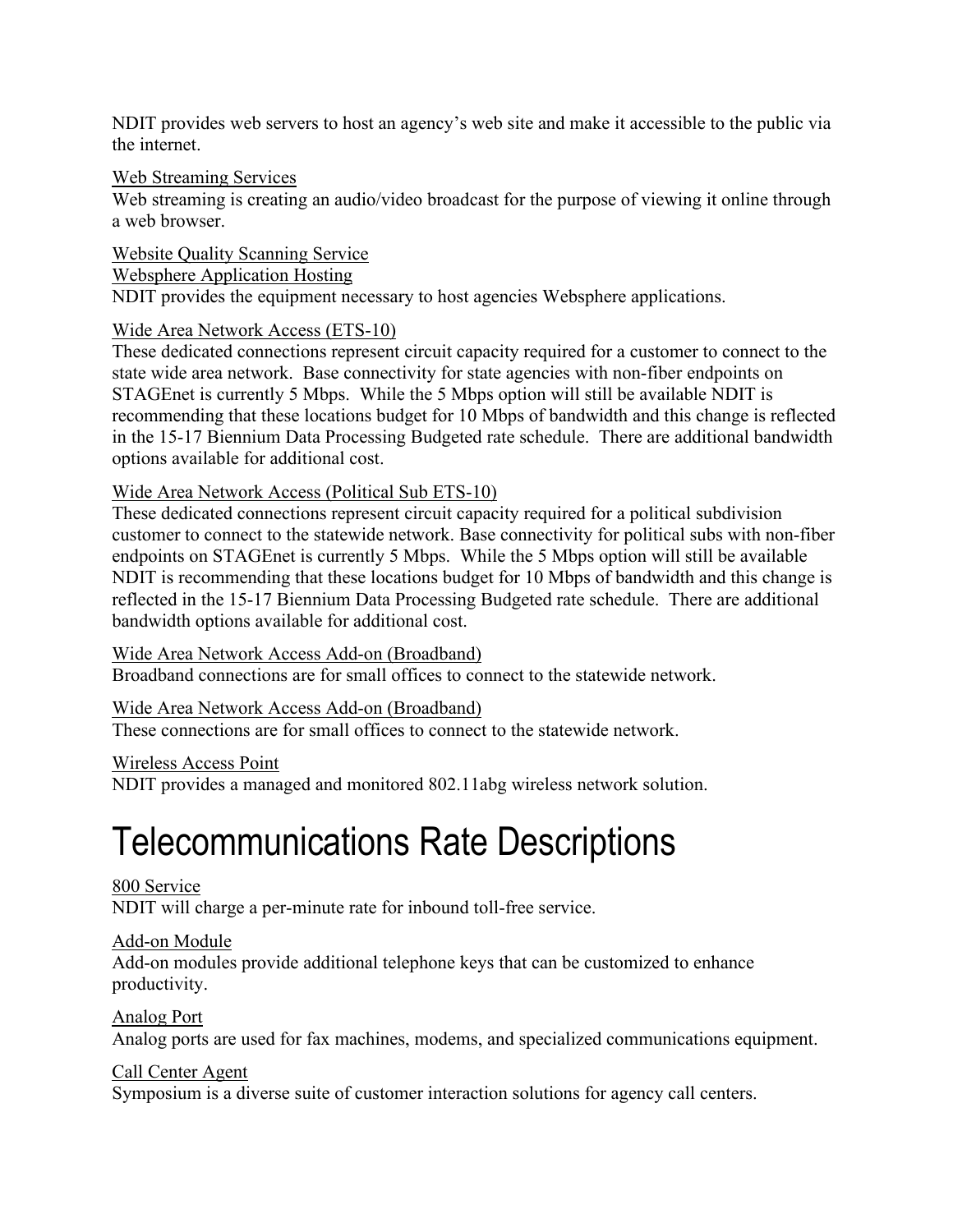NDIT provides web servers to host an agency's web site and make it accessible to the public via the internet.

Web Streaming Services
Web streaming is creating an audio/video broadcast for the purpose of viewing it online through a web browser.

Website Quality Scanning Service
Websphere Application Hosting
NDIT provides the equipment necessary to host agencies Websphere applications.

Wide Area Network Access (ETS-10)
These dedicated connections represent circuit capacity required for a customer to connect to the state wide area network. Base connectivity for state agencies with non-fiber endpoints on STAGEnet is currently 5 Mbps. While the 5 Mbps option will still be available NDIT is recommending that these locations budget for 10 Mbps of bandwidth and this change is reflected in the 15-17 Biennium Data Processing Budgeted rate schedule. There are additional bandwidth options available for additional cost.

Wide Area Network Access (Political Sub ETS-10)
These dedicated connections represent circuit capacity required for a political subdivision customer to connect to the statewide network. Base connectivity for political subs with non-fiber endpoints on STAGEnet is currently 5 Mbps. While the 5 Mbps option will still be available NDIT is recommending that these locations budget for 10 Mbps of bandwidth and this change is reflected in the 15-17 Biennium Data Processing Budgeted rate schedule. There are additional bandwidth options available for additional cost.

Wide Area Network Access Add-on (Broadband)
Broadband connections are for small offices to connect to the statewide network.

Wide Area Network Access Add-on (Broadband)
These connections are for small offices to connect to the statewide network.

Wireless Access Point
NDIT provides a managed and monitored 802.11abg wireless network solution.

# Telecommunications Rate Descriptions

800 Service
NDIT will charge a per-minute rate for inbound toll-free service.

Add-on Module
Add-on modules provide additional telephone keys that can be customized to enhance productivity.

Analog Port
Analog ports are used for fax machines, modems, and specialized communications equipment.

Call Center Agent
Symposium is a diverse suite of customer interaction solutions for agency call centers.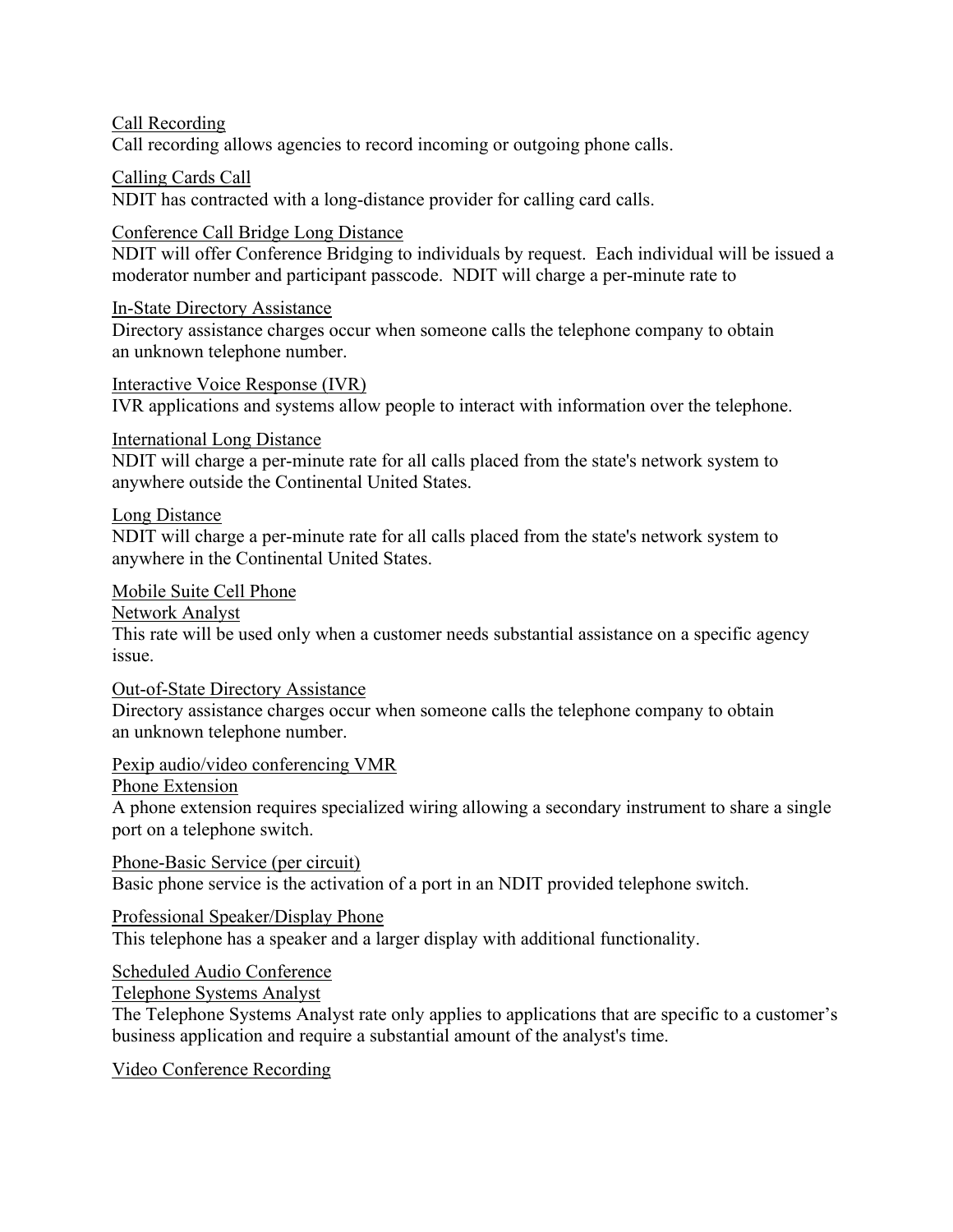Call Recording

Call recording allows agencies to record incoming or outgoing phone calls.

Calling Cards Call

NDIT has contracted with a long-distance provider for calling card calls.

Conference Call Bridge Long Distance

NDIT will offer Conference Bridging to individuals by request. Each individual will be issued a moderator number and participant passcode. NDIT will charge a per-minute rate to

In-State Directory Assistance

Directory assistance charges occur when someone calls the telephone company to obtain an unknown telephone number.

Interactive Voice Response (IVR)

IVR applications and systems allow people to interact with information over the telephone.

International Long Distance

NDIT will charge a per-minute rate for all calls placed from the state's network system to anywhere outside the Continental United States.

Long Distance

NDIT will charge a per-minute rate for all calls placed from the state's network system to anywhere in the Continental United States.

Mobile Suite Cell Phone

Network Analyst

This rate will be used only when a customer needs substantial assistance on a specific agency issue.

Out-of-State Directory Assistance

Directory assistance charges occur when someone calls the telephone company to obtain an unknown telephone number.

Pexip audio/video conferencing VMR

Phone Extension

A phone extension requires specialized wiring allowing a secondary instrument to share a single port on a telephone switch.

Phone-Basic Service (per circuit)

Basic phone service is the activation of a port in an NDIT provided telephone switch.

Professional Speaker/Display Phone

This telephone has a speaker and a larger display with additional functionality.

Scheduled Audio Conference

Telephone Systems Analyst

The Telephone Systems Analyst rate only applies to applications that are specific to a customer's business application and require a substantial amount of the analyst's time.

Video Conference Recording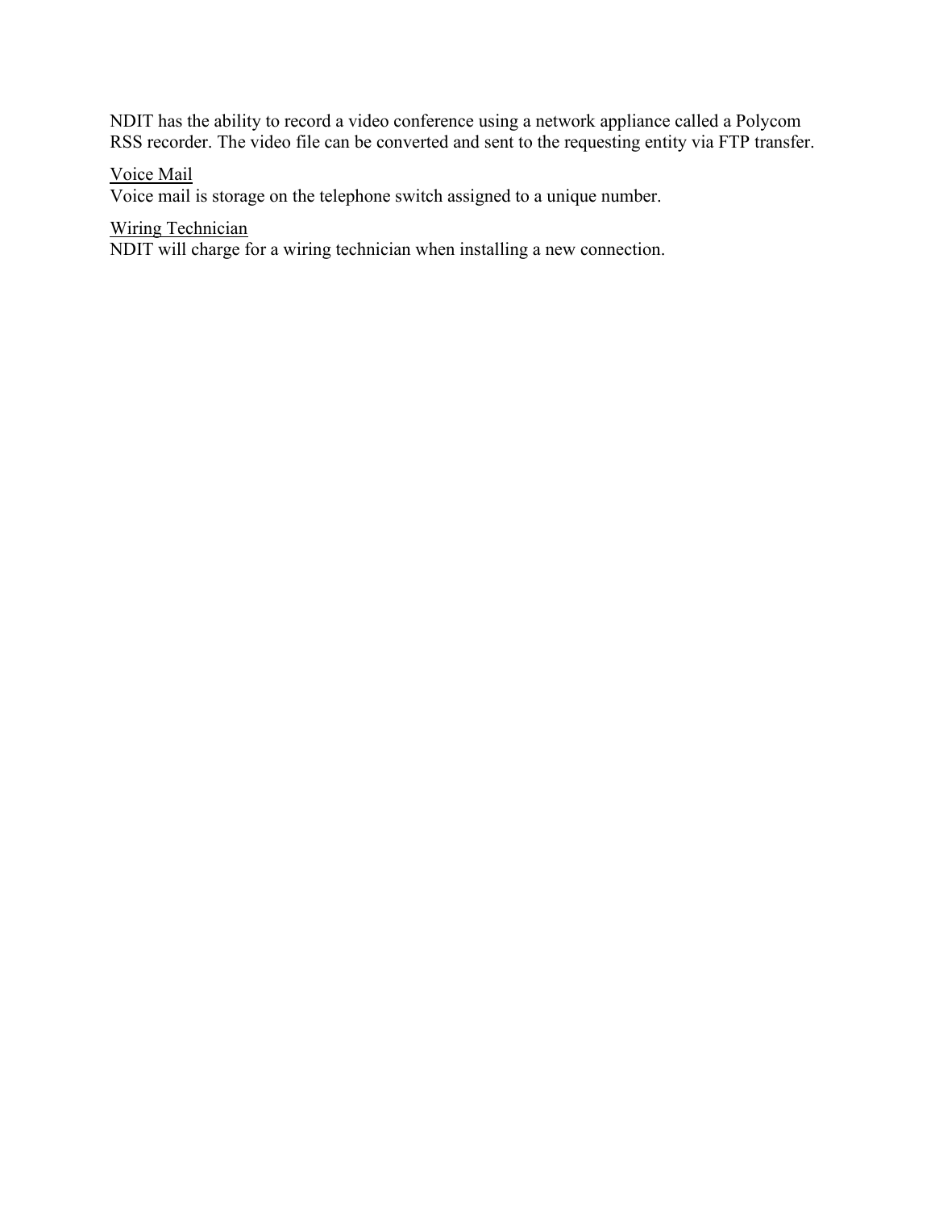NDIT has the ability to record a video conference using a network appliance called a Polycom RSS recorder. The video file can be converted and sent to the requesting entity via FTP transfer.

<u>Voice Mail</u>
Voice mail is storage on the telephone switch assigned to a unique number.

<u>Wiring Technician</u>
NDIT will charge for a wiring technician when installing a new connection.